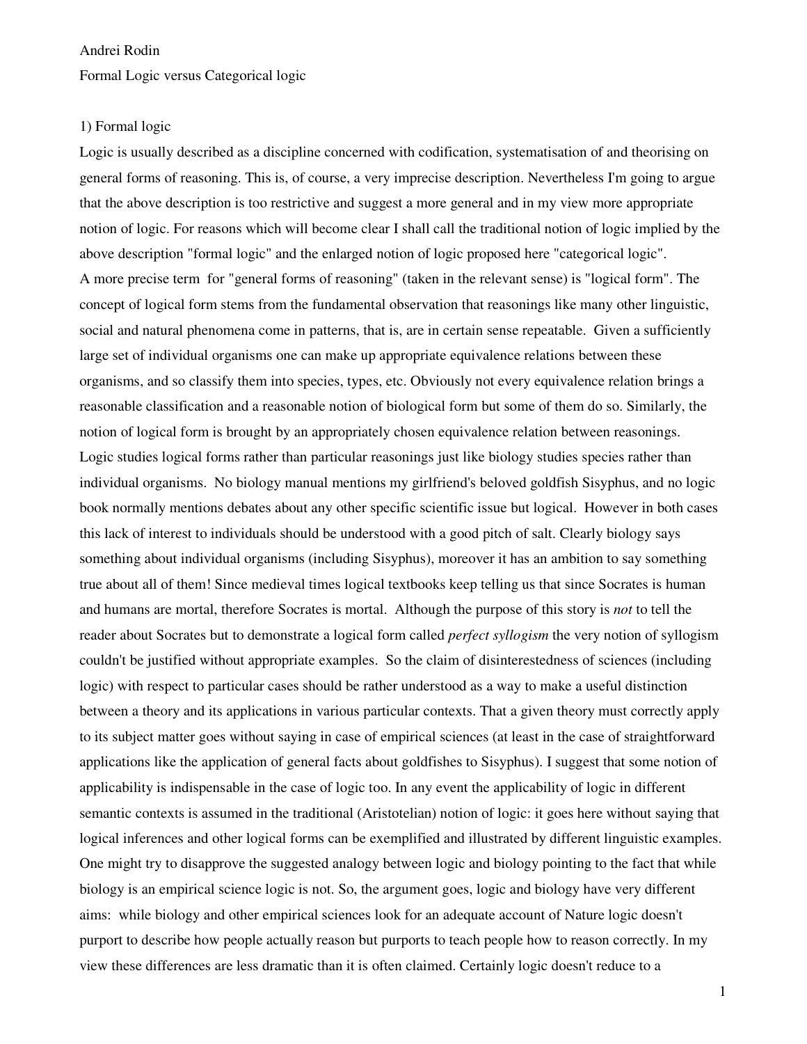Andrei Rodin

Formal Logic versus Categorical logic

## 1) Formal logic

Logic is usually described as a discipline concerned with codification, systematisation of and theorising on general forms of reasoning. This is, of course, a very imprecise description. Nevertheless I'm going to argue that the above description is too restrictive and suggest a more general and in my view more appropriate notion of logic. For reasons which will become clear I shall call the traditional notion of logic implied by the above description "formal logic" and the enlarged notion of logic proposed here "categorical logic".

A more precise term for "general forms of reasoning" (taken in the relevant sense) is "logical form". The concept of logical form stems from the fundamental observation that reasonings like many other linguistic, social and natural phenomena come in patterns, that is, are in certain sense repeatable. Given a sufficiently large set of individual organisms one can make up appropriate equivalence relations between these organisms, and so classify them into species, types, etc. Obviously not every equivalence relation brings a reasonable classification and a reasonable notion of biological form but some of them do so. Similarly, the notion of logical form is brought by an appropriately chosen equivalence relation between reasonings.

Logic studies logical forms rather than particular reasonings just like biology studies species rather than individual organisms. No biology manual mentions my girlfriend's beloved goldfish Sisyphus, and no logic book normally mentions debates about any other specific scientific issue but logical. However in both cases this lack of interest to individuals should be understood with a good pitch of salt. Clearly biology says something about individual organisms (including Sisyphus), moreover it has an ambition to say something true about all of them! Since medieval times logical textbooks keep telling us that since Socrates is human and humans are mortal, therefore Socrates is mortal. Although the purpose of this story is *not* to tell the reader about Socrates but to demonstrate a logical form called *perfect syllogism* the very notion of syllogism couldn't be justified without appropriate examples. So the claim of disinterestedness of sciences (including logic) with respect to particular cases should be rather understood as a way to make a useful distinction between a theory and its applications in various particular contexts. That a given theory must correctly apply to its subject matter goes without saying in case of empirical sciences (at least in the case of straightforward applications like the application of general facts about goldfishes to Sisyphus). I suggest that some notion of applicability is indispensable in the case of logic too. In any event the applicability of logic in different semantic contexts is assumed in the traditional (Aristotelian) notion of logic: it goes here without saying that logical inferences and other logical forms can be exemplified and illustrated by different linguistic examples.

One might try to disapprove the suggested analogy between logic and biology pointing to the fact that while biology is an empirical science logic is not. So, the argument goes, logic and biology have very different aims: while biology and other empirical sciences look for an adequate account of Nature logic doesn't purport to describe how people actually reason but purports to teach people how to reason correctly. In my view these differences are less dramatic than it is often claimed. Certainly logic doesn't reduce to a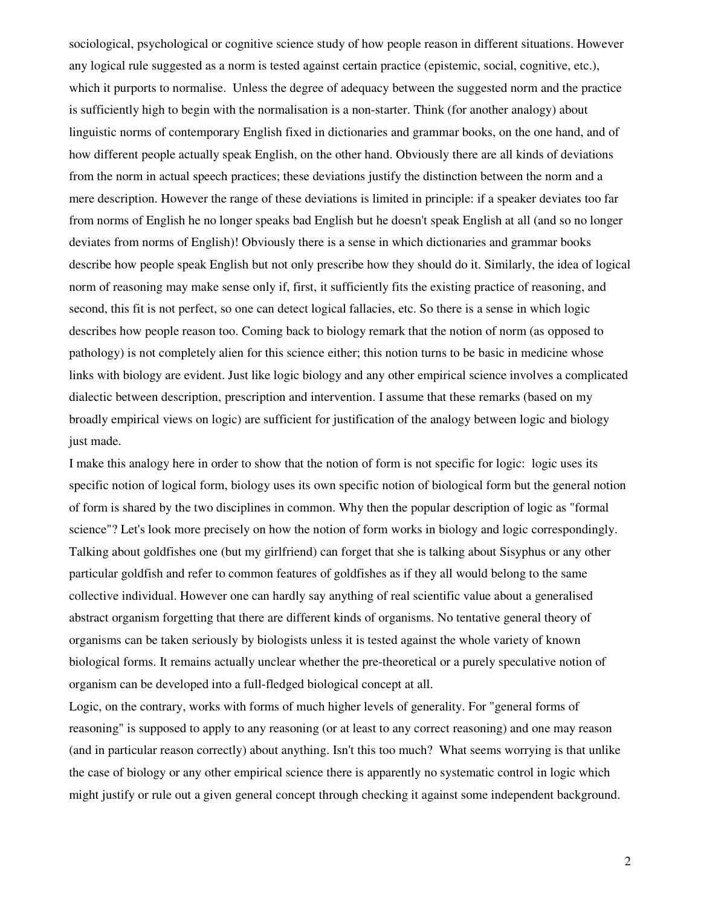sociological, psychological or cognitive science study of how people reason in different situations. However any logical rule suggested as a norm is tested against certain practice (epistemic, social, cognitive, etc.), which it purports to normalise. Unless the degree of adequacy between the suggested norm and the practice is sufficiently high to begin with the normalisation is a non-starter. Think (for another analogy) about linguistic norms of contemporary English fixed in dictionaries and grammar books, on the one hand, and of how different people actually speak English, on the other hand. Obviously there are all kinds of deviations from the norm in actual speech practices; these deviations justify the distinction between the norm and a mere description. However the range of these deviations is limited in principle: if a speaker deviates too far from norms of English he no longer speaks bad English but he doesn't speak English at all (and so no longer deviates from norms of English)! Obviously there is a sense in which dictionaries and grammar books describe how people speak English but not only prescribe how they should do it. Similarly, the idea of logical norm of reasoning may make sense only if, first, it sufficiently fits the existing practice of reasoning, and second, this fit is not perfect, so one can detect logical fallacies, etc. So there is a sense in which logic describes how people reason too. Coming back to biology remark that the notion of norm (as opposed to pathology) is not completely alien for this science either; this notion turns to be basic in medicine whose links with biology are evident. Just like logic biology and any other empirical science involves a complicated dialectic between description, prescription and intervention. I assume that these remarks (based on my broadly empirical views on logic) are sufficient for justification of the analogy between logic and biology just made.

I make this analogy here in order to show that the notion of form is not specific for logic: logic uses its specific notion of logical form, biology uses its own specific notion of biological form but the general notion of form is shared by the two disciplines in common. Why then the popular description of logic as "formal science"? Let's look more precisely on how the notion of form works in biology and logic correspondingly. Talking about goldfishes one (but my girlfriend) can forget that she is talking about Sisyphus or any other particular goldfish and refer to common features of goldfishes as if they all would belong to the same collective individual. However one can hardly say anything of real scientific value about a generalised abstract organism forgetting that there are different kinds of organisms. No tentative general theory of organisms can be taken seriously by biologists unless it is tested against the whole variety of known biological forms. It remains actually unclear whether the pre-theoretical or a purely speculative notion of organism can be developed into a full-fledged biological concept at all.

Logic, on the contrary, works with forms of much higher levels of generality. For "general forms of reasoning" is supposed to apply to any reasoning (or at least to any correct reasoning) and one may reason (and in particular reason correctly) about anything. Isn't this too much? What seems worrying is that unlike the case of biology or any other empirical science there is apparently no systematic control in logic which might justify or rule out a given general concept through checking it against some independent background.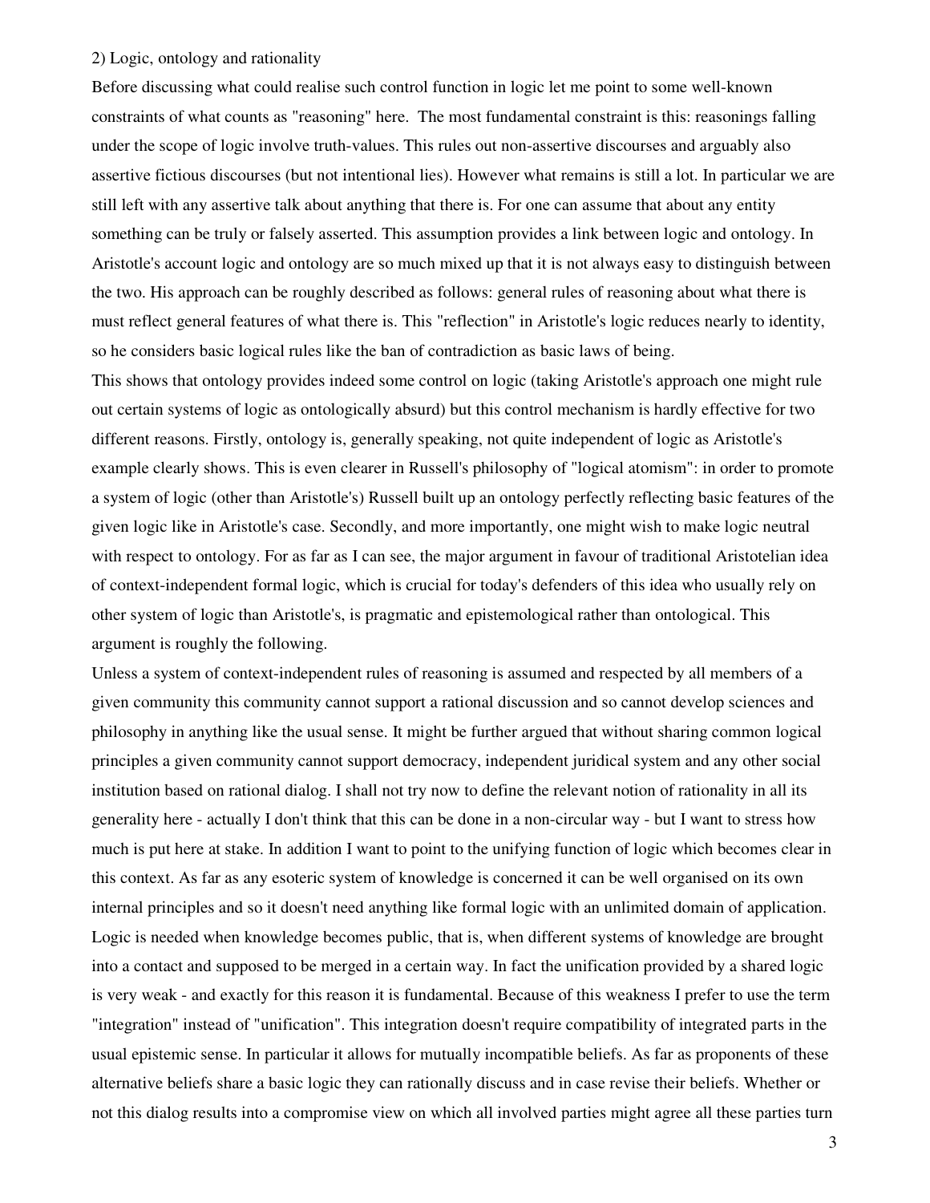## 2) Logic, ontology and rationality

Before discussing what could realise such control function in logic let me point to some well-known constraints of what counts as "reasoning" here. The most fundamental constraint is this: reasonings falling under the scope of logic involve truth-values. This rules out non-assertive discourses and arguably also assertive fictious discourses (but not intentional lies). However what remains is still a lot. In particular we are still left with any assertive talk about anything that there is. For one can assume that about any entity something can be truly or falsely asserted. This assumption provides a link between logic and ontology. In Aristotle's account logic and ontology are so much mixed up that it is not always easy to distinguish between the two. His approach can be roughly described as follows: general rules of reasoning about what there is must reflect general features of what there is. This "reflection" in Aristotle's logic reduces nearly to identity, so he considers basic logical rules like the ban of contradiction as basic laws of being.

This shows that ontology provides indeed some control on logic (taking Aristotle's approach one might rule out certain systems of logic as ontologically absurd) but this control mechanism is hardly effective for two different reasons. Firstly, ontology is, generally speaking, not quite independent of logic as Aristotle's example clearly shows. This is even clearer in Russell's philosophy of "logical atomism": in order to promote a system of logic (other than Aristotle's) Russell built up an ontology perfectly reflecting basic features of the given logic like in Aristotle's case. Secondly, and more importantly, one might wish to make logic neutral with respect to ontology. For as far as I can see, the major argument in favour of traditional Aristotelian idea of context-independent formal logic, which is crucial for today's defenders of this idea who usually rely on other system of logic than Aristotle's, is pragmatic and epistemological rather than ontological. This argument is roughly the following.

Unless a system of context-independent rules of reasoning is assumed and respected by all members of a given community this community cannot support a rational discussion and so cannot develop sciences and philosophy in anything like the usual sense. It might be further argued that without sharing common logical principles a given community cannot support democracy, independent juridical system and any other social institution based on rational dialog. I shall not try now to define the relevant notion of rationality in all its generality here - actually I don't think that this can be done in a non-circular way - but I want to stress how much is put here at stake. In addition I want to point to the unifying function of logic which becomes clear in this context. As far as any esoteric system of knowledge is concerned it can be well organised on its own internal principles and so it doesn't need anything like formal logic with an unlimited domain of application. Logic is needed when knowledge becomes public, that is, when different systems of knowledge are brought into a contact and supposed to be merged in a certain way. In fact the unification provided by a shared logic is very weak - and exactly for this reason it is fundamental. Because of this weakness I prefer to use the term "integration" instead of "unification". This integration doesn't require compatibility of integrated parts in the usual epistemic sense. In particular it allows for mutually incompatible beliefs. As far as proponents of these alternative beliefs share a basic logic they can rationally discuss and in case revise their beliefs. Whether or not this dialog results into a compromise view on which all involved parties might agree all these parties turn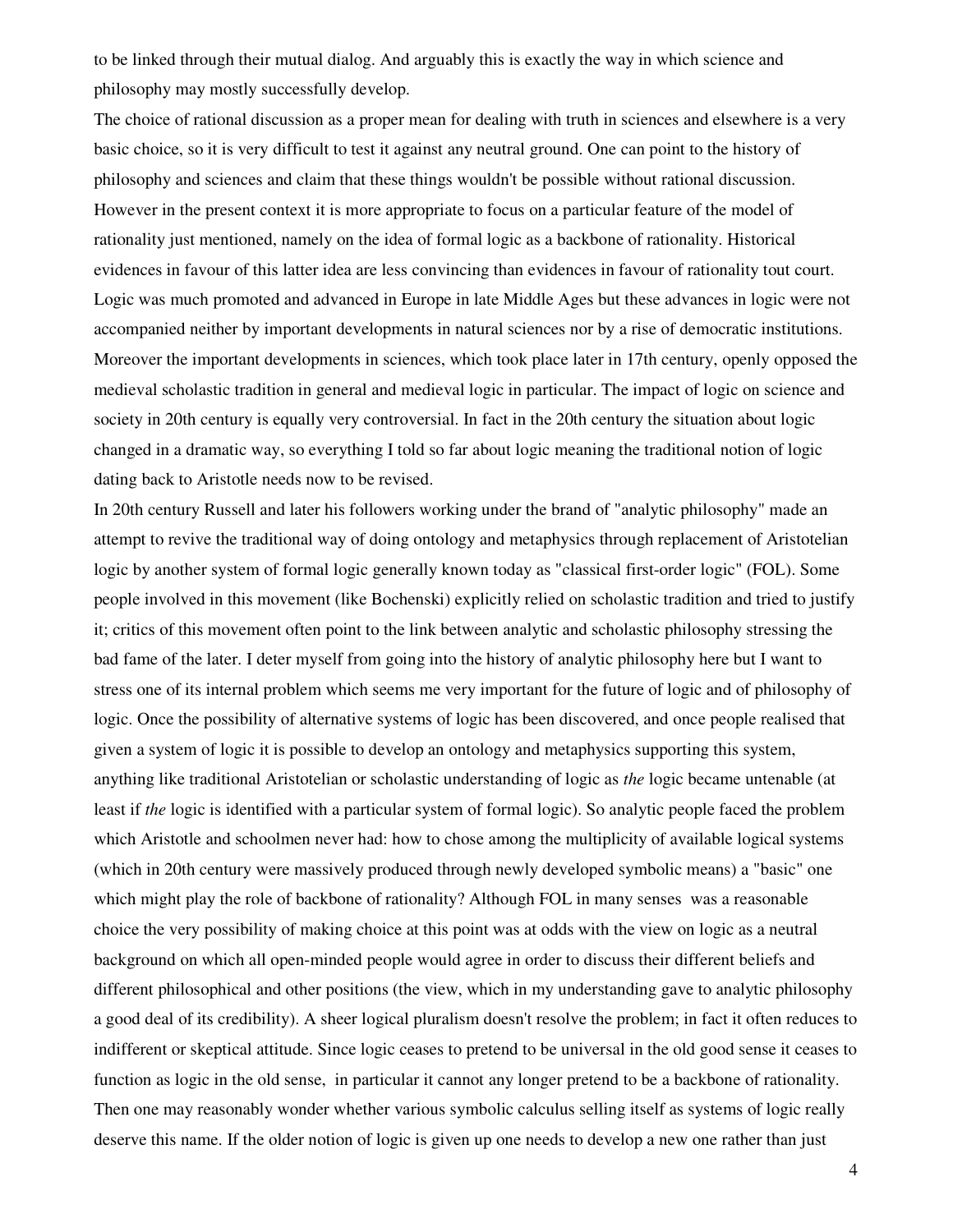to be linked through their mutual dialog. And arguably this is exactly the way in which science and philosophy may mostly successfully develop.

The choice of rational discussion as a proper mean for dealing with truth in sciences and elsewhere is a very basic choice, so it is very difficult to test it against any neutral ground. One can point to the history of philosophy and sciences and claim that these things wouldn't be possible without rational discussion. However in the present context it is more appropriate to focus on a particular feature of the model of rationality just mentioned, namely on the idea of formal logic as a backbone of rationality. Historical evidences in favour of this latter idea are less convincing than evidences in favour of rationality tout court. Logic was much promoted and advanced in Europe in late Middle Ages but these advances in logic were not accompanied neither by important developments in natural sciences nor by a rise of democratic institutions. Moreover the important developments in sciences, which took place later in 17th century, openly opposed the medieval scholastic tradition in general and medieval logic in particular. The impact of logic on science and society in 20th century is equally very controversial. In fact in the 20th century the situation about logic changed in a dramatic way, so everything I told so far about logic meaning the traditional notion of logic dating back to Aristotle needs now to be revised.

In 20th century Russell and later his followers working under the brand of "analytic philosophy" made an attempt to revive the traditional way of doing ontology and metaphysics through replacement of Aristotelian logic by another system of formal logic generally known today as "classical first-order logic" (FOL). Some people involved in this movement (like Bochenski) explicitly relied on scholastic tradition and tried to justify it; critics of this movement often point to the link between analytic and scholastic philosophy stressing the bad fame of the later. I deter myself from going into the history of analytic philosophy here but I want to stress one of its internal problem which seems me very important for the future of logic and of philosophy of logic. Once the possibility of alternative systems of logic has been discovered, and once people realised that given a system of logic it is possible to develop an ontology and metaphysics supporting this system, anything like traditional Aristotelian or scholastic understanding of logic as *the* logic became untenable (at least if *the* logic is identified with a particular system of formal logic). So analytic people faced the problem which Aristotle and schoolmen never had: how to chose among the multiplicity of available logical systems (which in 20th century were massively produced through newly developed symbolic means) a "basic" one which might play the role of backbone of rationality? Although FOL in many senses was a reasonable choice the very possibility of making choice at this point was at odds with the view on logic as a neutral background on which all open-minded people would agree in order to discuss their different beliefs and different philosophical and other positions (the view, which in my understanding gave to analytic philosophy a good deal of its credibility). A sheer logical pluralism doesn't resolve the problem; in fact it often reduces to indifferent or skeptical attitude. Since logic ceases to pretend to be universal in the old good sense it ceases to function as logic in the old sense, in particular it cannot any longer pretend to be a backbone of rationality. Then one may reasonably wonder whether various symbolic calculus selling itself as systems of logic really deserve this name. If the older notion of logic is given up one needs to develop a new one rather than just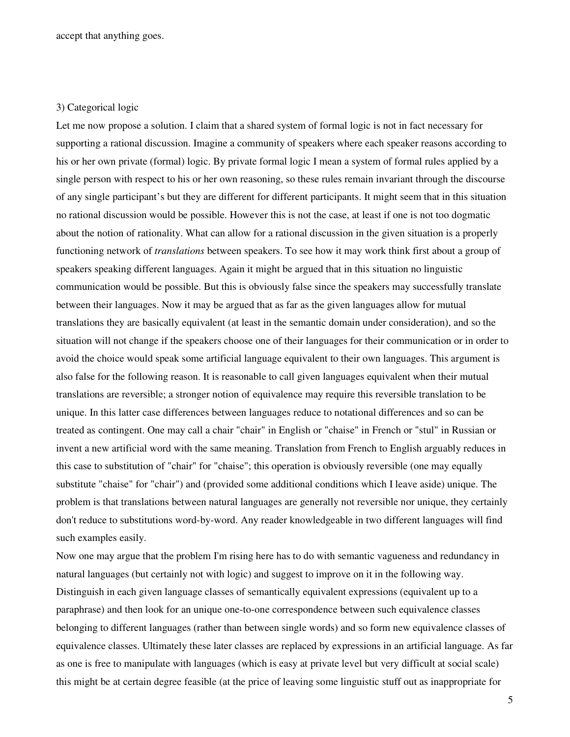accept that anything goes.

### 3) Categorical logic

Let me now propose a solution. I claim that a shared system of formal logic is not in fact necessary for supporting a rational discussion. Imagine a community of speakers where each speaker reasons according to his or her own private (formal) logic. By private formal logic I mean a system of formal rules applied by a single person with respect to his or her own reasoning, so these rules remain invariant through the discourse of any single participant's but they are different for different participants. It might seem that in this situation no rational discussion would be possible. However this is not the case, at least if one is not too dogmatic about the notion of rationality. What can allow for a rational discussion in the given situation is a properly functioning network of *translations* between speakers. To see how it may work think first about a group of speakers speaking different languages. Again it might be argued that in this situation no linguistic communication would be possible. But this is obviously false since the speakers may successfully translate between their languages. Now it may be argued that as far as the given languages allow for mutual translations they are basically equivalent (at least in the semantic domain under consideration), and so the situation will not change if the speakers choose one of their languages for their communication or in order to avoid the choice would speak some artificial language equivalent to their own languages. This argument is also false for the following reason. It is reasonable to call given languages equivalent when their mutual translations are reversible; a stronger notion of equivalence may require this reversible translation to be unique. In this latter case differences between languages reduce to notational differences and so can be treated as contingent. One may call a chair "chair" in English or "chaise" in French or "stul" in Russian or invent a new artificial word with the same meaning. Translation from French to English arguably reduces in this case to substitution of "chair" for "chaise"; this operation is obviously reversible (one may equally substitute "chaise" for "chair") and (provided some additional conditions which I leave aside) unique. The problem is that translations between natural languages are generally not reversible nor unique, they certainly don't reduce to substitutions word-by-word. Any reader knowledgeable in two different languages will find such examples easily.

Now one may argue that the problem I'm rising here has to do with semantic vagueness and redundancy in natural languages (but certainly not with logic) and suggest to improve on it in the following way. Distinguish in each given language classes of semantically equivalent expressions (equivalent up to a paraphrase) and then look for an unique one-to-one correspondence between such equivalence classes belonging to different languages (rather than between single words) and so form new equivalence classes of equivalence classes. Ultimately these later classes are replaced by expressions in an artificial language. As far as one is free to manipulate with languages (which is easy at private level but very difficult at social scale) this might be at certain degree feasible (at the price of leaving some linguistic stuff out as inappropriate for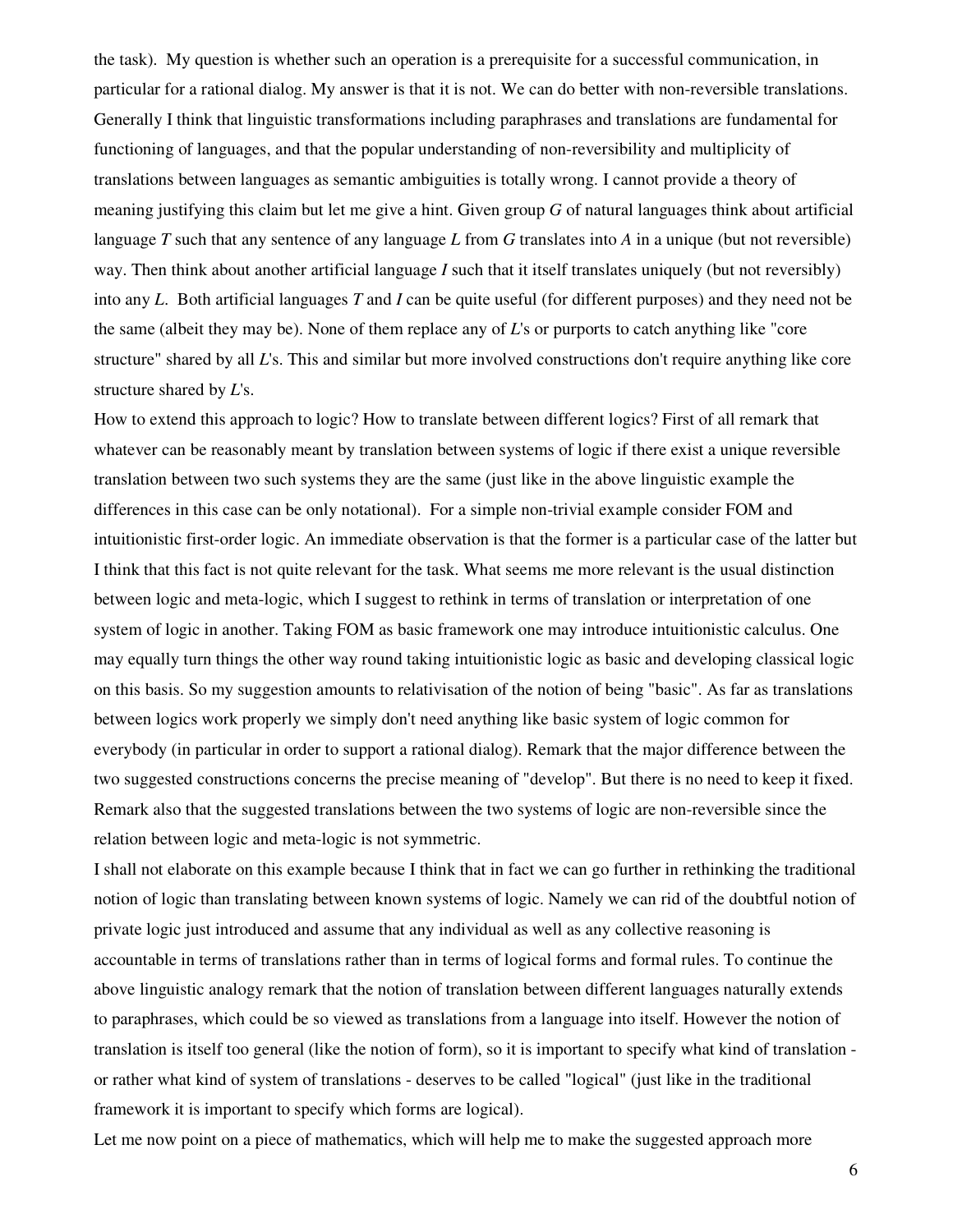the task). My question is whether such an operation is a prerequisite for a successful communication, in particular for a rational dialog. My answer is that it is not. We can do better with non-reversible translations. Generally I think that linguistic transformations including paraphrases and translations are fundamental for functioning of languages, and that the popular understanding of non-reversibility and multiplicity of translations between languages as semantic ambiguities is totally wrong. I cannot provide a theory of meaning justifying this claim but let me give a hint. Given group *G* of natural languages think about artificial language *T* such that any sentence of any language *L* from *G* translates into *A* in a unique (but not reversible) way. Then think about another artificial language *I* such that it itself translates uniquely (but not reversibly) into any *L*. Both artificial languages *T* and *I* can be quite useful (for different purposes) and they need not be the same (albeit they may be). None of them replace any of *L*'s or purports to catch anything like "core structure" shared by all *L*'s. This and similar but more involved constructions don't require anything like core structure shared by *L*'s.

How to extend this approach to logic? How to translate between different logics? First of all remark that whatever can be reasonably meant by translation between systems of logic if there exist a unique reversible translation between two such systems they are the same (just like in the above linguistic example the differences in this case can be only notational). For a simple non-trivial example consider FOM and intuitionistic first-order logic. An immediate observation is that the former is a particular case of the latter but I think that this fact is not quite relevant for the task. What seems me more relevant is the usual distinction between logic and meta-logic, which I suggest to rethink in terms of translation or interpretation of one system of logic in another. Taking FOM as basic framework one may introduce intuitionistic calculus. One may equally turn things the other way round taking intuitionistic logic as basic and developing classical logic on this basis. So my suggestion amounts to relativisation of the notion of being "basic". As far as translations between logics work properly we simply don't need anything like basic system of logic common for everybody (in particular in order to support a rational dialog). Remark that the major difference between the two suggested constructions concerns the precise meaning of "develop". But there is no need to keep it fixed. Remark also that the suggested translations between the two systems of logic are non-reversible since the relation between logic and meta-logic is not symmetric.

I shall not elaborate on this example because I think that in fact we can go further in rethinking the traditional notion of logic than translating between known systems of logic. Namely we can rid of the doubtful notion of private logic just introduced and assume that any individual as well as any collective reasoning is accountable in terms of translations rather than in terms of logical forms and formal rules. To continue the above linguistic analogy remark that the notion of translation between different languages naturally extends to paraphrases, which could be so viewed as translations from a language into itself. However the notion of translation is itself too general (like the notion of form), so it is important to specify what kind of translation - or rather what kind of system of translations - deserves to be called "logical" (just like in the traditional framework it is important to specify which forms are logical).

Let me now point on a piece of mathematics, which will help me to make the suggested approach more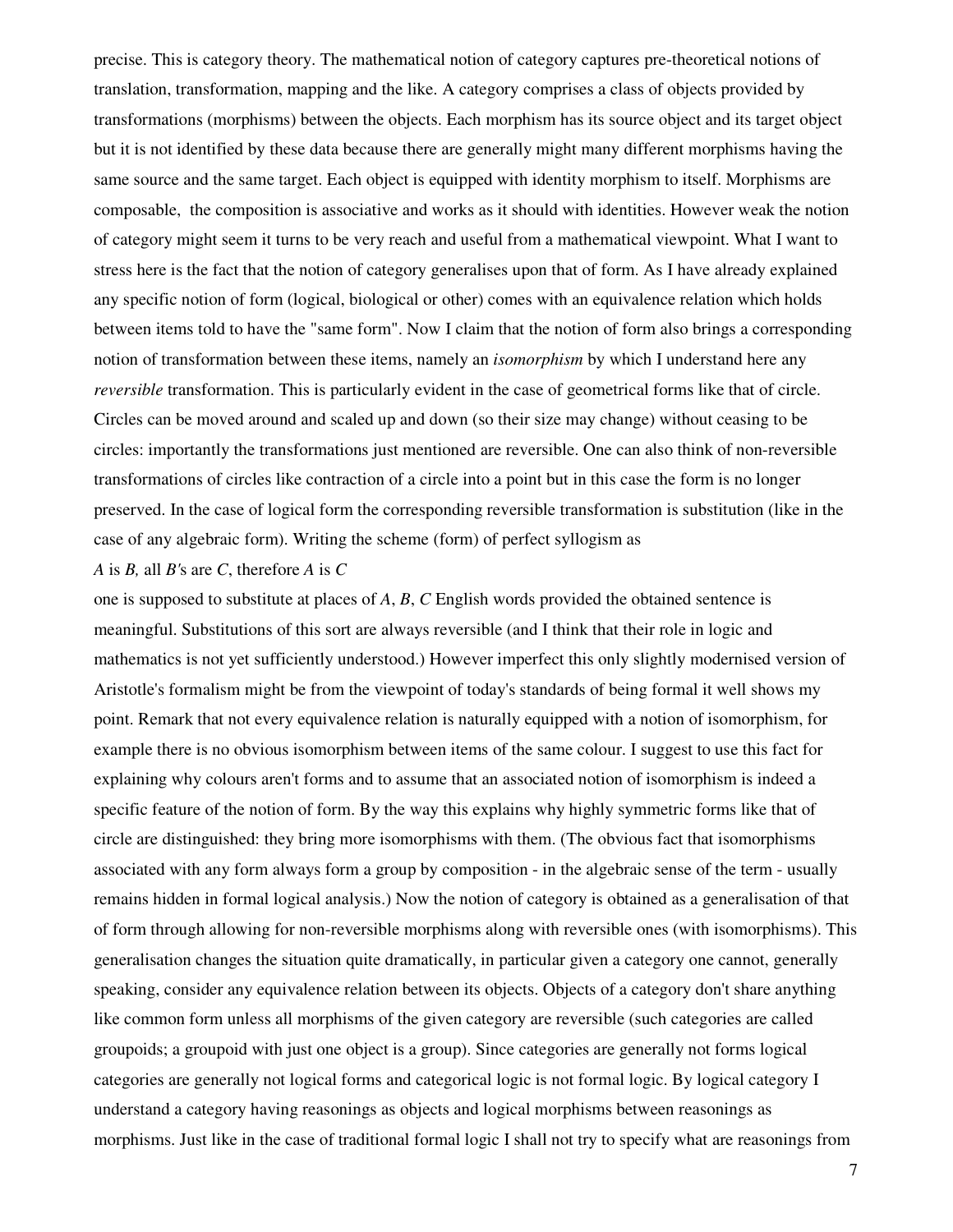precise. This is category theory. The mathematical notion of category captures pre-theoretical notions of translation, transformation, mapping and the like. A category comprises a class of objects provided by transformations (morphisms) between the objects. Each morphism has its source object and its target object but it is not identified by these data because there are generally might many different morphisms having the same source and the same target. Each object is equipped with identity morphism to itself. Morphisms are composable, the composition is associative and works as it should with identities. However weak the notion of category might seem it turns to be very reach and useful from a mathematical viewpoint. What I want to stress here is the fact that the notion of category generalises upon that of form. As I have already explained any specific notion of form (logical, biological or other) comes with an equivalence relation which holds between items told to have the "same form". Now I claim that the notion of form also brings a corresponding notion of transformation between these items, namely an *isomorphism* by which I understand here any *reversible* transformation. This is particularly evident in the case of geometrical forms like that of circle. Circles can be moved around and scaled up and down (so their size may change) without ceasing to be circles: importantly the transformations just mentioned are reversible. One can also think of non-reversible transformations of circles like contraction of a circle into a point but in this case the form is no longer preserved. In the case of logical form the corresponding reversible transformation is substitution (like in the case of any algebraic form). Writing the scheme (form) of perfect syllogism as

*A* is *B,* all *B'*s are *C*, therefore *A* is *C*

one is supposed to substitute at places of *A*, *B*, *C* English words provided the obtained sentence is meaningful. Substitutions of this sort are always reversible (and I think that their role in logic and mathematics is not yet sufficiently understood.) However imperfect this only slightly modernised version of Aristotle's formalism might be from the viewpoint of today's standards of being formal it well shows my point. Remark that not every equivalence relation is naturally equipped with a notion of isomorphism, for example there is no obvious isomorphism between items of the same colour. I suggest to use this fact for explaining why colours aren't forms and to assume that an associated notion of isomorphism is indeed a specific feature of the notion of form. By the way this explains why highly symmetric forms like that of circle are distinguished: they bring more isomorphisms with them. (The obvious fact that isomorphisms associated with any form always form a group by composition - in the algebraic sense of the term - usually remains hidden in formal logical analysis.) Now the notion of category is obtained as a generalisation of that of form through allowing for non-reversible morphisms along with reversible ones (with isomorphisms). This generalisation changes the situation quite dramatically, in particular given a category one cannot, generally speaking, consider any equivalence relation between its objects. Objects of a category don't share anything like common form unless all morphisms of the given category are reversible (such categories are called groupoids; a groupoid with just one object is a group). Since categories are generally not forms logical categories are generally not logical forms and categorical logic is not formal logic. By logical category I understand a category having reasonings as objects and logical morphisms between reasonings as morphisms. Just like in the case of traditional formal logic I shall not try to specify what are reasonings from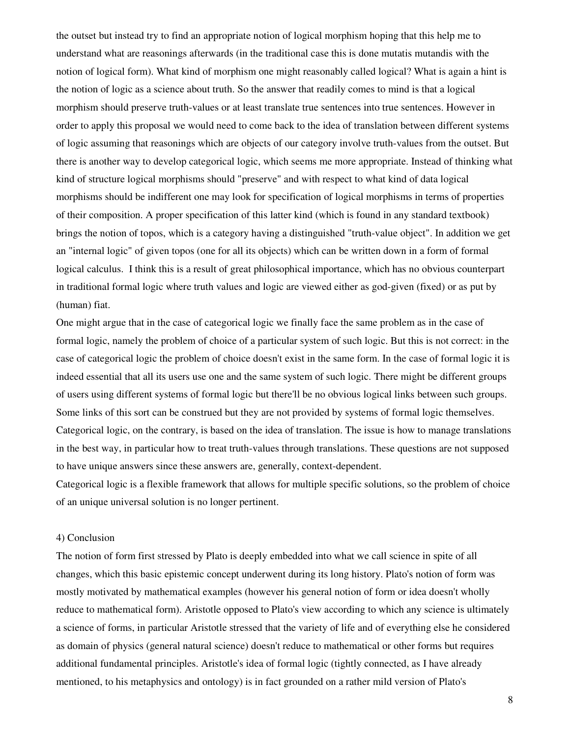the outset but instead try to find an appropriate notion of logical morphism hoping that this help me to understand what are reasonings afterwards (in the traditional case this is done mutatis mutandis with the notion of logical form). What kind of morphism one might reasonably called logical? What is again a hint is the notion of logic as a science about truth. So the answer that readily comes to mind is that a logical morphism should preserve truth-values or at least translate true sentences into true sentences. However in order to apply this proposal we would need to come back to the idea of translation between different systems of logic assuming that reasonings which are objects of our category involve truth-values from the outset. But there is another way to develop categorical logic, which seems me more appropriate. Instead of thinking what kind of structure logical morphisms should "preserve" and with respect to what kind of data logical morphisms should be indifferent one may look for specification of logical morphisms in terms of properties of their composition. A proper specification of this latter kind (which is found in any standard textbook) brings the notion of topos, which is a category having a distinguished "truth-value object". In addition we get an "internal logic" of given topos (one for all its objects) which can be written down in a form of formal logical calculus. I think this is a result of great philosophical importance, which has no obvious counterpart in traditional formal logic where truth values and logic are viewed either as god-given (fixed) or as put by (human) fiat.

One might argue that in the case of categorical logic we finally face the same problem as in the case of formal logic, namely the problem of choice of a particular system of such logic. But this is not correct: in the case of categorical logic the problem of choice doesn't exist in the same form. In the case of formal logic it is indeed essential that all its users use one and the same system of such logic. There might be different groups of users using different systems of formal logic but there'll be no obvious logical links between such groups. Some links of this sort can be construed but they are not provided by systems of formal logic themselves. Categorical logic, on the contrary, is based on the idea of translation. The issue is how to manage translations in the best way, in particular how to treat truth-values through translations. These questions are not supposed to have unique answers since these answers are, generally, context-dependent.

Categorical logic is a flexible framework that allows for multiple specific solutions, so the problem of choice of an unique universal solution is no longer pertinent.

## 4) Conclusion

The notion of form first stressed by Plato is deeply embedded into what we call science in spite of all changes, which this basic epistemic concept underwent during its long history. Plato's notion of form was mostly motivated by mathematical examples (however his general notion of form or idea doesn't wholly reduce to mathematical form). Aristotle opposed to Plato's view according to which any science is ultimately a science of forms, in particular Aristotle stressed that the variety of life and of everything else he considered as domain of physics (general natural science) doesn't reduce to mathematical or other forms but requires additional fundamental principles. Aristotle's idea of formal logic (tightly connected, as I have already mentioned, to his metaphysics and ontology) is in fact grounded on a rather mild version of Plato's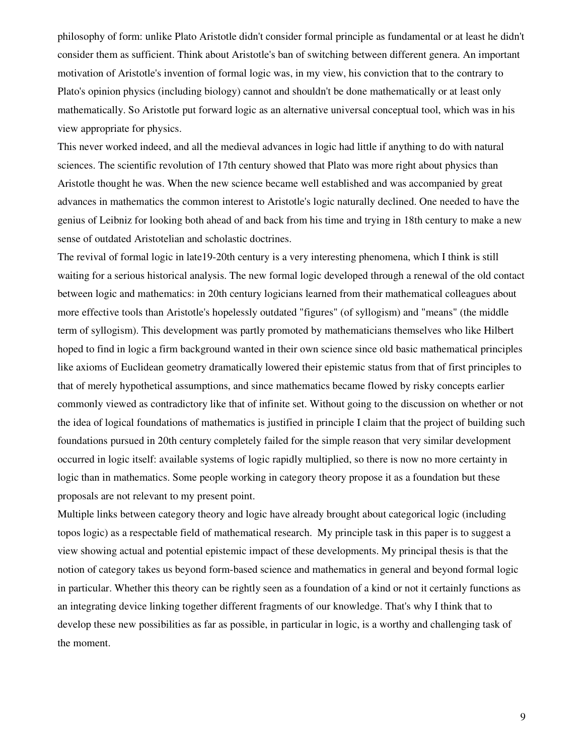philosophy of form: unlike Plato Aristotle didn't consider formal principle as fundamental or at least he didn't consider them as sufficient. Think about Aristotle's ban of switching between different genera. An important motivation of Aristotle's invention of formal logic was, in my view, his conviction that to the contrary to Plato's opinion physics (including biology) cannot and shouldn't be done mathematically or at least only mathematically. So Aristotle put forward logic as an alternative universal conceptual tool, which was in his view appropriate for physics.

This never worked indeed, and all the medieval advances in logic had little if anything to do with natural sciences. The scientific revolution of 17th century showed that Plato was more right about physics than Aristotle thought he was. When the new science became well established and was accompanied by great advances in mathematics the common interest to Aristotle's logic naturally declined. One needed to have the genius of Leibniz for looking both ahead of and back from his time and trying in 18th century to make a new sense of outdated Aristotelian and scholastic doctrines.

The revival of formal logic in late19-20th century is a very interesting phenomena, which I think is still waiting for a serious historical analysis. The new formal logic developed through a renewal of the old contact between logic and mathematics: in 20th century logicians learned from their mathematical colleagues about more effective tools than Aristotle's hopelessly outdated "figures" (of syllogism) and "means" (the middle term of syllogism). This development was partly promoted by mathematicians themselves who like Hilbert hoped to find in logic a firm background wanted in their own science since old basic mathematical principles like axioms of Euclidean geometry dramatically lowered their epistemic status from that of first principles to that of merely hypothetical assumptions, and since mathematics became flowed by risky concepts earlier commonly viewed as contradictory like that of infinite set. Without going to the discussion on whether or not the idea of logical foundations of mathematics is justified in principle I claim that the project of building such foundations pursued in 20th century completely failed for the simple reason that very similar development occurred in logic itself: available systems of logic rapidly multiplied, so there is now no more certainty in logic than in mathematics. Some people working in category theory propose it as a foundation but these proposals are not relevant to my present point.

Multiple links between category theory and logic have already brought about categorical logic (including topos logic) as a respectable field of mathematical research. My principle task in this paper is to suggest a view showing actual and potential epistemic impact of these developments. My principal thesis is that the notion of category takes us beyond form-based science and mathematics in general and beyond formal logic in particular. Whether this theory can be rightly seen as a foundation of a kind or not it certainly functions as an integrating device linking together different fragments of our knowledge. That's why I think that to develop these new possibilities as far as possible, in particular in logic, is a worthy and challenging task of the moment.